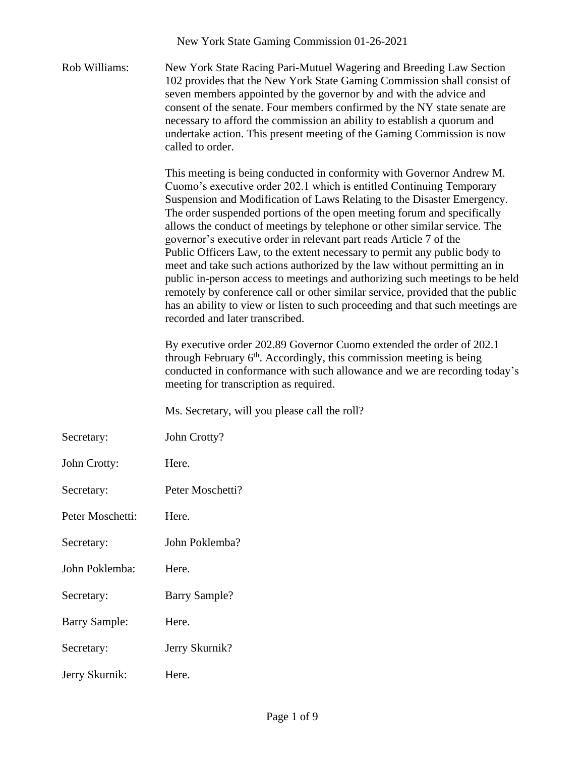New York State Gaming Commission 01-26-2021

**Rob Williams:** New York State Racing Pari-Mutuel Wagering and Breeding Law Section 102 provides that the New York State Gaming Commission shall consist of seven members appointed by the governor by and with the advice and consent of the senate. Four members confirmed by the NY state senate are necessary to afford the commission an ability to establish a quorum and undertake action. This present meeting of the Gaming Commission is now called to order.

This meeting is being conducted in conformity with Governor Andrew M. Cuomo's executive order 202.1 which is entitled Continuing Temporary Suspension and Modification of Laws Relating to the Disaster Emergency. The order suspended portions of the open meeting forum and specifically allows the conduct of meetings by telephone or other similar service. The governor's executive order in relevant part reads Article 7 of the Public Officers Law, to the extent necessary to permit any public body to meet and take such actions authorized by the law without permitting an in public in-person access to meetings and authorizing such meetings to be held remotely by conference call or other similar service, provided that the public has an ability to view or listen to such proceeding and that such meetings are recorded and later transcribed.

By executive order 202.89 Governor Cuomo extended the order of 202.1 through February 6th. Accordingly, this commission meeting is being conducted in conformance with such allowance and we are recording today's meeting for transcription as required.

Ms. Secretary, will you please call the roll?

**Secretary:** John Crotty?

**John Crotty:** Here.

**Secretary:** Peter Moschetti?

**Peter Moschetti:** Here.

**Secretary:** John Poklemba?

**John Poklemba:** Here.

**Secretary:** Barry Sample?

**Barry Sample:** Here.

**Secretary:** Jerry Skurnik?

**Jerry Skurnik:** Here.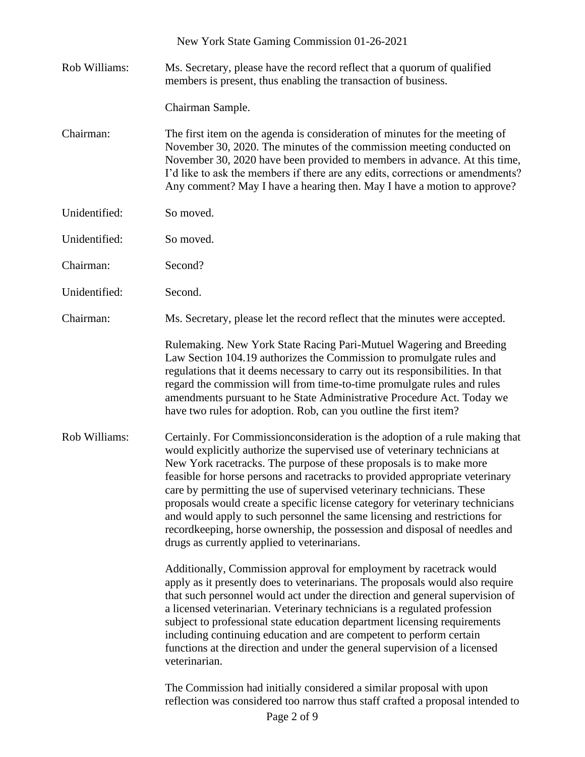Rob Williams: Ms. Secretary, please have the record reflect that a quorum of qualified members is present, thus enabling the transaction of business.

Chairman Sample.

Chairman: The first item on the agenda is consideration of minutes for the meeting of November 30, 2020. The minutes of the commission meeting conducted on November 30, 2020 have been provided to members in advance. At this time, I'd like to ask the members if there are any edits, corrections or amendments? Any comment? May I have a hearing then. May I have a motion to approve?

Unidentified: So moved.

Unidentified: So moved.

Chairman: Second?

Unidentified: Second.

Chairman: Ms. Secretary, please let the record reflect that the minutes were accepted.

Rulemaking. New York State Racing Pari-Mutuel Wagering and Breeding Law Section 104.19 authorizes the Commission to promulgate rules and regulations that it deems necessary to carry out its responsibilities. In that regard the commission will from time-to-time promulgate rules and rules amendments pursuant to he State Administrative Procedure Act. Today we have two rules for adoption. Rob, can you outline the first item?

Rob Williams: Certainly. For Commissionconsideration is the adoption of a rule making that would explicitly authorize the supervised use of veterinary technicians at New York racetracks. The purpose of these proposals is to make more feasible for horse persons and racetracks to provided appropriate veterinary care by permitting the use of supervised veterinary technicians. These proposals would create a specific license category for veterinary technicians and would apply to such personnel the same licensing and restrictions for recordkeeping, horse ownership, the possession and disposal of needles and drugs as currently applied to veterinarians.

Additionally, Commission approval for employment by racetrack would apply as it presently does to veterinarians. The proposals would also require that such personnel would act under the direction and general supervision of a licensed veterinarian. Veterinary technicians is a regulated profession subject to professional state education department licensing requirements including continuing education and are competent to perform certain functions at the direction and under the general supervision of a licensed veterinarian.

The Commission had initially considered a similar proposal with upon reflection was considered too narrow thus staff crafted a proposal intended to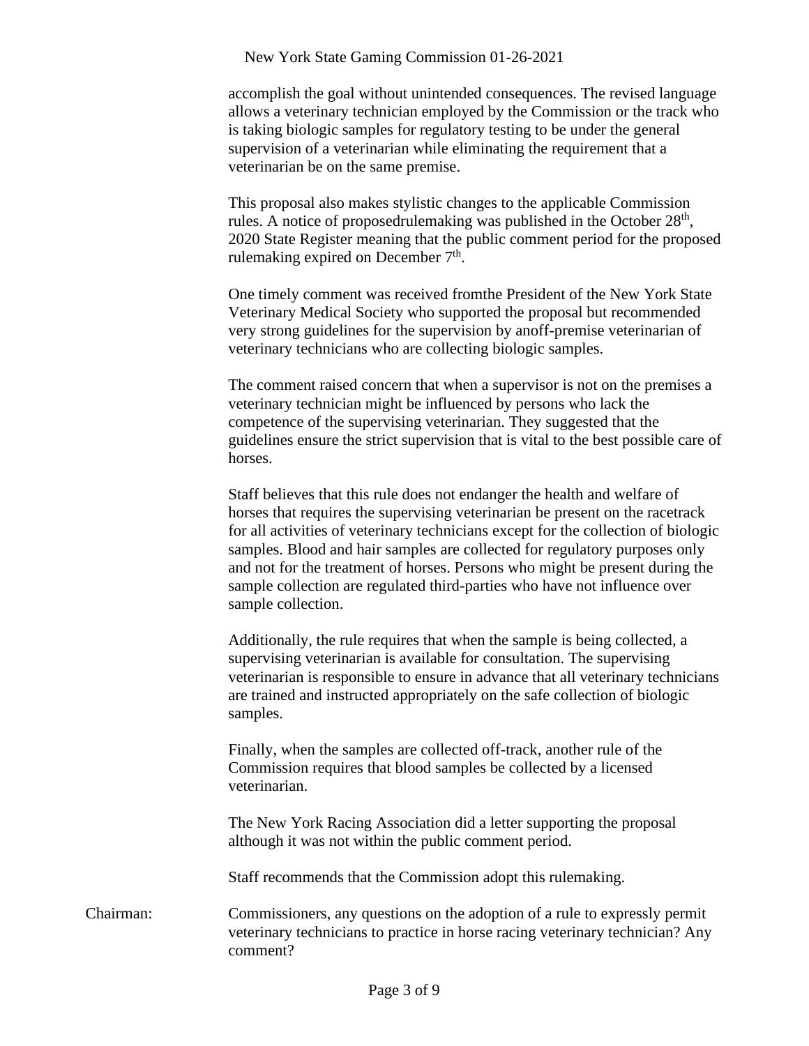accomplish the goal without unintended consequences. The revised language allows a veterinary technician employed by the Commission or the track who is taking biologic samples for regulatory testing to be under the general supervision of a veterinarian while eliminating the requirement that a veterinarian be on the same premise.

This proposal also makes stylistic changes to the applicable Commission rules. A notice of proposedrulemaking was published in the October 28th, 2020 State Register meaning that the public comment period for the proposed rulemaking expired on December 7th.

One timely comment was received fromthe President of the New York State Veterinary Medical Society who supported the proposal but recommended very strong guidelines for the supervision by anoff-premise veterinarian of veterinary technicians who are collecting biologic samples.

The comment raised concern that when a supervisor is not on the premises a veterinary technician might be influenced by persons who lack the competence of the supervising veterinarian. They suggested that the guidelines ensure the strict supervision that is vital to the best possible care of horses.

Staff believes that this rule does not endanger the health and welfare of horses that requires the supervising veterinarian be present on the racetrack for all activities of veterinary technicians except for the collection of biologic samples. Blood and hair samples are collected for regulatory purposes only and not for the treatment of horses. Persons who might be present during the sample collection are regulated third-parties who have not influence over sample collection.

Additionally, the rule requires that when the sample is being collected, a supervising veterinarian is available for consultation. The supervising veterinarian is responsible to ensure in advance that all veterinary technicians are trained and instructed appropriately on the safe collection of biologic samples.

Finally, when the samples are collected off-track, another rule of the Commission requires that blood samples be collected by a licensed veterinarian.

The New York Racing Association did a letter supporting the proposal although it was not within the public comment period.

Staff recommends that the Commission adopt this rulemaking.

Chairman: Commissioners, any questions on the adoption of a rule to expressly permit veterinary technicians to practice in horse racing veterinary technician? Any comment?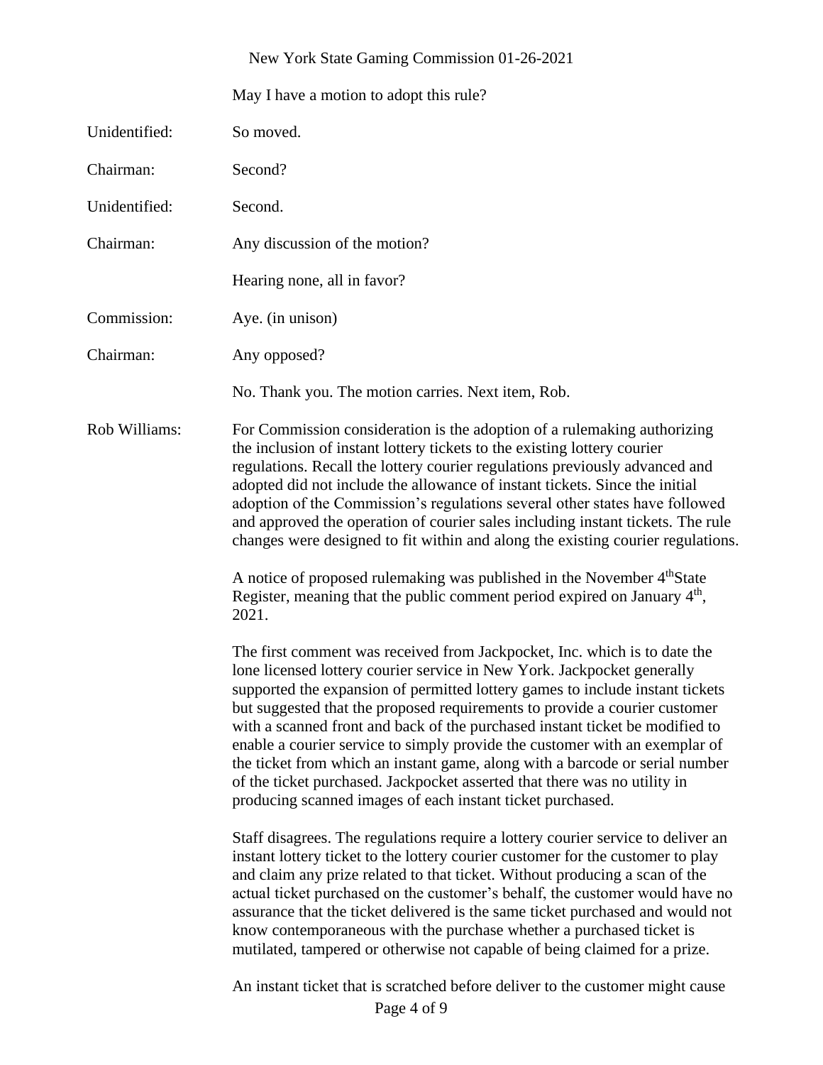May I have a motion to adopt this rule?

Unidentified: So moved.

Chairman: Second?

Unidentified: Second.

Chairman: Any discussion of the motion?

Hearing none, all in favor?

Commission: Aye. (in unison)

Chairman: Any opposed?

No. Thank you. The motion carries. Next item, Rob.

Rob Williams: For Commission consideration is the adoption of a rulemaking authorizing the inclusion of instant lottery tickets to the existing lottery courier regulations. Recall the lottery courier regulations previously advanced and adopted did not include the allowance of instant tickets. Since the initial adoption of the Commission's regulations several other states have followed and approved the operation of courier sales including instant tickets. The rule changes were designed to fit within and along the existing courier regulations.

A notice of proposed rulemaking was published in the November 4th State Register, meaning that the public comment period expired on January 4th, 2021.

The first comment was received from Jackpocket, Inc. which is to date the lone licensed lottery courier service in New York. Jackpocket generally supported the expansion of permitted lottery games to include instant tickets but suggested that the proposed requirements to provide a courier customer with a scanned front and back of the purchased instant ticket be modified to enable a courier service to simply provide the customer with an exemplar of the ticket from which an instant game, along with a barcode or serial number of the ticket purchased. Jackpocket asserted that there was no utility in producing scanned images of each instant ticket purchased.

Staff disagrees. The regulations require a lottery courier service to deliver an instant lottery ticket to the lottery courier customer for the customer to play and claim any prize related to that ticket. Without producing a scan of the actual ticket purchased on the customer's behalf, the customer would have no assurance that the ticket delivered is the same ticket purchased and would not know contemporaneous with the purchase whether a purchased ticket is mutilated, tampered or otherwise not capable of being claimed for a prize.

An instant ticket that is scratched before deliver to the customer might cause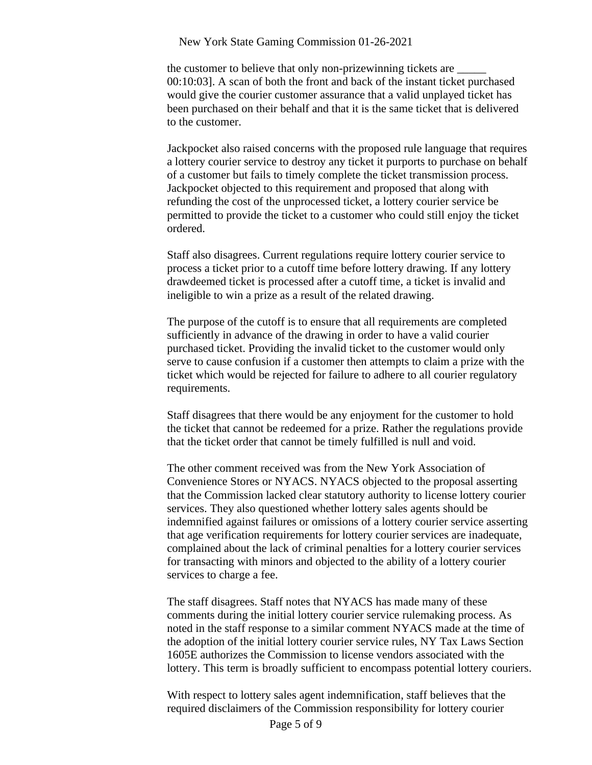the customer to believe that only non-prizewinning tickets are _____ 00:10:03]. A scan of both the front and back of the instant ticket purchased would give the courier customer assurance that a valid unplayed ticket has been purchased on their behalf and that it is the same ticket that is delivered to the customer.

Jackpocket also raised concerns with the proposed rule language that requires a lottery courier service to destroy any ticket it purports to purchase on behalf of a customer but fails to timely complete the ticket transmission process. Jackpocket objected to this requirement and proposed that along with refunding the cost of the unprocessed ticket, a lottery courier service be permitted to provide the ticket to a customer who could still enjoy the ticket ordered.

Staff also disagrees. Current regulations require lottery courier service to process a ticket prior to a cutoff time before lottery drawing. If any lottery drawdeemed ticket is processed after a cutoff time, a ticket is invalid and ineligible to win a prize as a result of the related drawing.

The purpose of the cutoff is to ensure that all requirements are completed sufficiently in advance of the drawing in order to have a valid courier purchased ticket. Providing the invalid ticket to the customer would only serve to cause confusion if a customer then attempts to claim a prize with the ticket which would be rejected for failure to adhere to all courier regulatory requirements.

Staff disagrees that there would be any enjoyment for the customer to hold the ticket that cannot be redeemed for a prize. Rather the regulations provide that the ticket order that cannot be timely fulfilled is null and void.

The other comment received was from the New York Association of Convenience Stores or NYACS. NYACS objected to the proposal asserting that the Commission lacked clear statutory authority to license lottery courier services. They also questioned whether lottery sales agents should be indemnified against failures or omissions of a lottery courier service asserting that age verification requirements for lottery courier services are inadequate, complained about the lack of criminal penalties for a lottery courier services for transacting with minors and objected to the ability of a lottery courier services to charge a fee.

The staff disagrees. Staff notes that NYACS has made many of these comments during the initial lottery courier service rulemaking process. As noted in the staff response to a similar comment NYACS made at the time of the adoption of the initial lottery courier service rules, NY Tax Laws Section 1605E authorizes the Commission to license vendors associated with the lottery. This term is broadly sufficient to encompass potential lottery couriers.

With respect to lottery sales agent indemnification, staff believes that the required disclaimers of the Commission responsibility for lottery courier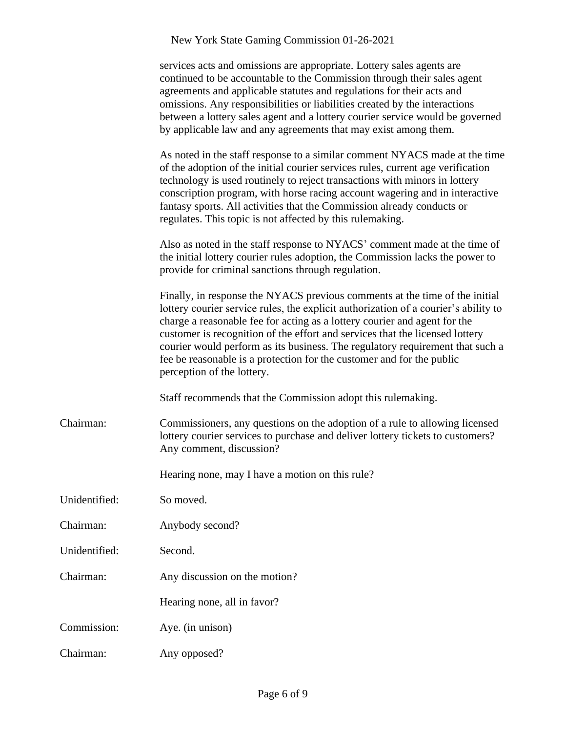services acts and omissions are appropriate. Lottery sales agents are continued to be accountable to the Commission through their sales agent agreements and applicable statutes and regulations for their acts and omissions. Any responsibilities or liabilities created by the interactions between a lottery sales agent and a lottery courier service would be governed by applicable law and any agreements that may exist among them.

As noted in the staff response to a similar comment NYACS made at the time of the adoption of the initial courier services rules, current age verification technology is used routinely to reject transactions with minors in lottery conscription program, with horse racing account wagering and in interactive fantasy sports. All activities that the Commission already conducts or regulates. This topic is not affected by this rulemaking.

Also as noted in the staff response to NYACS' comment made at the time of the initial lottery courier rules adoption, the Commission lacks the power to provide for criminal sanctions through regulation.

Finally, in response the NYACS previous comments at the time of the initial lottery courier service rules, the explicit authorization of a courier's ability to charge a reasonable fee for acting as a lottery courier and agent for the customer is recognition of the effort and services that the licensed lottery courier would perform as its business. The regulatory requirement that such a fee be reasonable is a protection for the customer and for the public perception of the lottery.

Staff recommends that the Commission adopt this rulemaking.

Chairman: Commissioners, any questions on the adoption of a rule to allowing licensed lottery courier services to purchase and deliver lottery tickets to customers? Any comment, discussion?

Hearing none, may I have a motion on this rule?

Unidentified: So moved.

Chairman: Anybody second?

Unidentified: Second.

Chairman: Any discussion on the motion?

Hearing none, all in favor?

Commission: Aye. (in unison)

Chairman: Any opposed?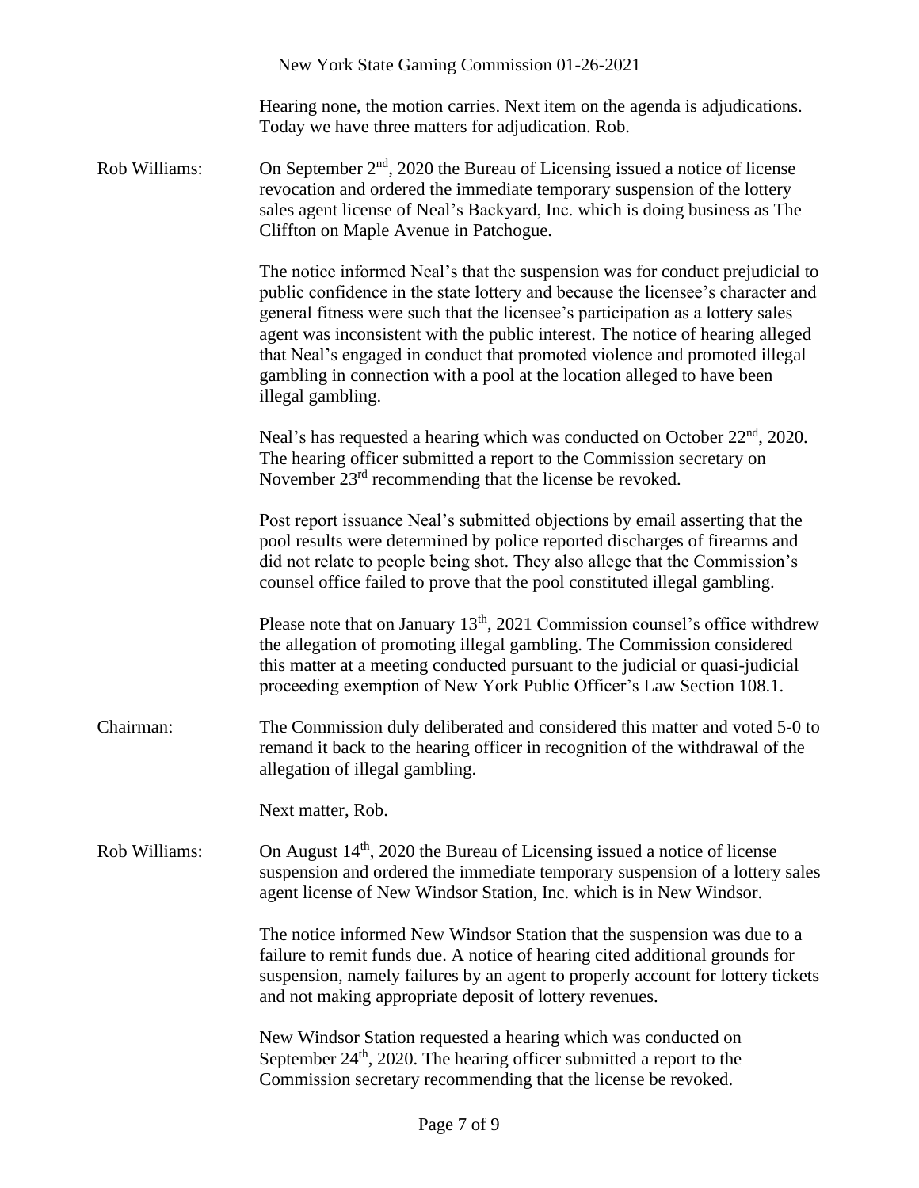Hearing none, the motion carries. Next item on the agenda is adjudications. Today we have three matters for adjudication. Rob.

Rob Williams: On September 2nd, 2020 the Bureau of Licensing issued a notice of license revocation and ordered the immediate temporary suspension of the lottery sales agent license of Neal's Backyard, Inc. which is doing business as The Cliffton on Maple Avenue in Patchogue.

The notice informed Neal's that the suspension was for conduct prejudicial to public confidence in the state lottery and because the licensee's character and general fitness were such that the licensee's participation as a lottery sales agent was inconsistent with the public interest. The notice of hearing alleged that Neal's engaged in conduct that promoted violence and promoted illegal gambling in connection with a pool at the location alleged to have been illegal gambling.

Neal's has requested a hearing which was conducted on October 22nd, 2020. The hearing officer submitted a report to the Commission secretary on November 23rd recommending that the license be revoked.

Post report issuance Neal's submitted objections by email asserting that the pool results were determined by police reported discharges of firearms and did not relate to people being shot. They also allege that the Commission's counsel office failed to prove that the pool constituted illegal gambling.

Please note that on January 13th, 2021 Commission counsel's office withdrew the allegation of promoting illegal gambling. The Commission considered this matter at a meeting conducted pursuant to the judicial or quasi-judicial proceeding exemption of New York Public Officer's Law Section 108.1.

Chairman: The Commission duly deliberated and considered this matter and voted 5-0 to remand it back to the hearing officer in recognition of the withdrawal of the allegation of illegal gambling.

Next matter, Rob.

Rob Williams: On August 14th, 2020 the Bureau of Licensing issued a notice of license suspension and ordered the immediate temporary suspension of a lottery sales agent license of New Windsor Station, Inc. which is in New Windsor.

The notice informed New Windsor Station that the suspension was due to a failure to remit funds due. A notice of hearing cited additional grounds for suspension, namely failures by an agent to properly account for lottery tickets and not making appropriate deposit of lottery revenues.

New Windsor Station requested a hearing which was conducted on September 24th, 2020. The hearing officer submitted a report to the Commission secretary recommending that the license be revoked.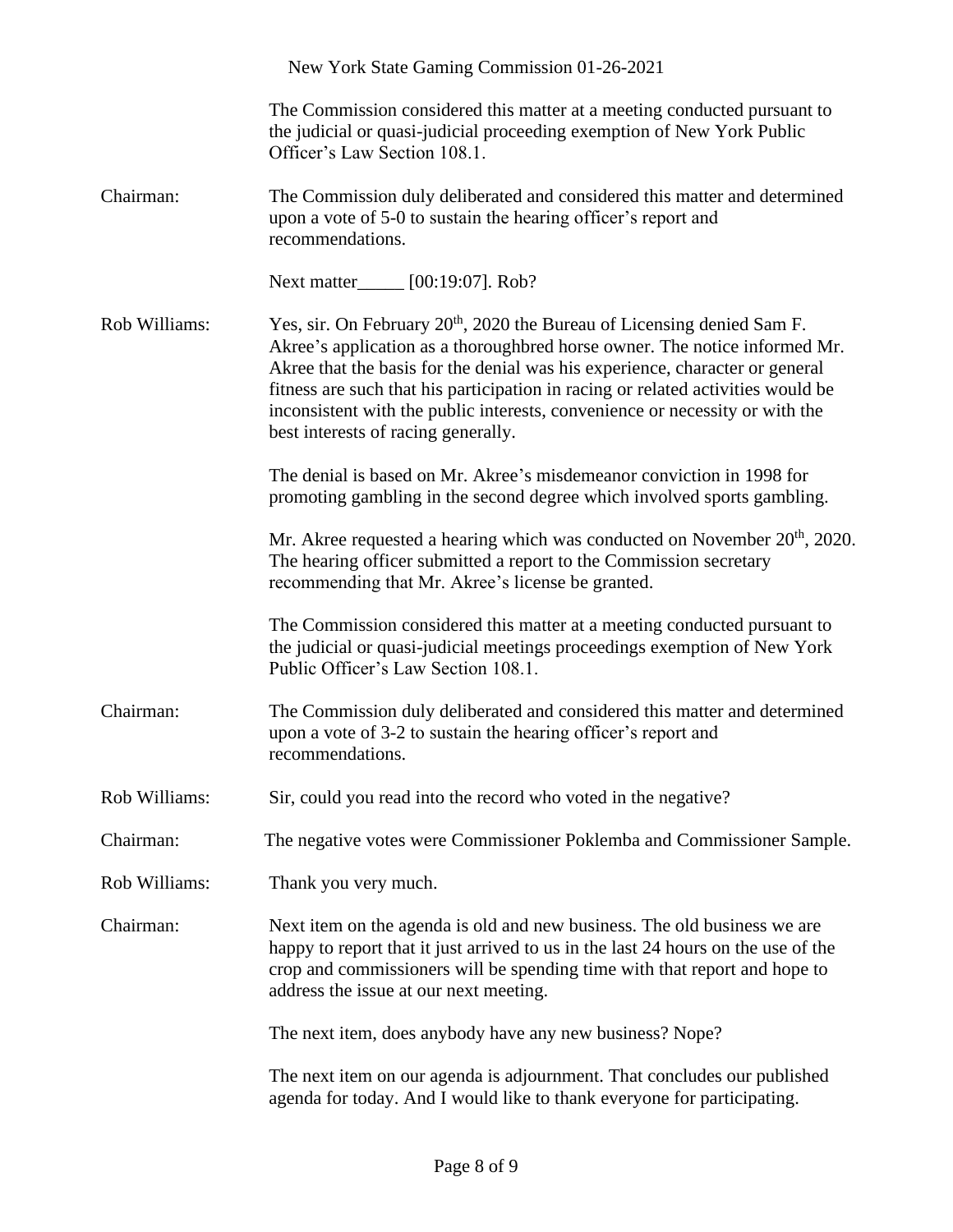The Commission considered this matter at a meeting conducted pursuant to the judicial or quasi-judicial proceeding exemption of New York Public Officer's Law Section 108.1.

**Chairman:** The Commission duly deliberated and considered this matter and determined upon a vote of 5-0 to sustain the hearing officer's report and recommendations.

Next matter_____ [00:19:07]. Rob?

**Rob Williams:** Yes, sir. On February 20th, 2020 the Bureau of Licensing denied Sam F. Akree's application as a thoroughbred horse owner. The notice informed Mr. Akree that the basis for the denial was his experience, character or general fitness are such that his participation in racing or related activities would be inconsistent with the public interests, convenience or necessity or with the best interests of racing generally.

The denial is based on Mr. Akree's misdemeanor conviction in 1998 for promoting gambling in the second degree which involved sports gambling.

Mr. Akree requested a hearing which was conducted on November 20th, 2020. The hearing officer submitted a report to the Commission secretary recommending that Mr. Akree's license be granted.

The Commission considered this matter at a meeting conducted pursuant to the judicial or quasi-judicial meetings proceedings exemption of New York Public Officer's Law Section 108.1.

**Chairman:** The Commission duly deliberated and considered this matter and determined upon a vote of 3-2 to sustain the hearing officer's report and recommendations.

**Rob Williams:** Sir, could you read into the record who voted in the negative?

**Chairman:** The negative votes were Commissioner Poklemba and Commissioner Sample.

**Rob Williams:** Thank you very much.

**Chairman:** Next item on the agenda is old and new business. The old business we are happy to report that it just arrived to us in the last 24 hours on the use of the crop and commissioners will be spending time with that report and hope to address the issue at our next meeting.

The next item, does anybody have any new business? Nope?

The next item on our agenda is adjournment. That concludes our published agenda for today. And I would like to thank everyone for participating.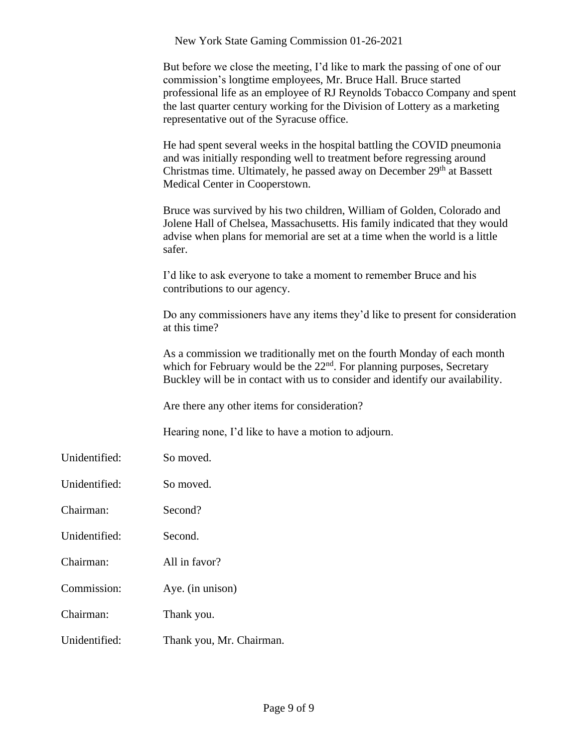But before we close the meeting, I'd like to mark the passing of one of our commission's longtime employees, Mr. Bruce Hall. Bruce started professional life as an employee of RJ Reynolds Tobacco Company and spent the last quarter century working for the Division of Lottery as a marketing representative out of the Syracuse office.

He had spent several weeks in the hospital battling the COVID pneumonia and was initially responding well to treatment before regressing around Christmas time. Ultimately, he passed away on December 29th at Bassett Medical Center in Cooperstown.

Bruce was survived by his two children, William of Golden, Colorado and Jolene Hall of Chelsea, Massachusetts. His family indicated that they would advise when plans for memorial are set at a time when the world is a little safer.

I'd like to ask everyone to take a moment to remember Bruce and his contributions to our agency.

Do any commissioners have any items they'd like to present for consideration at this time?

As a commission we traditionally met on the fourth Monday of each month which for February would be the 22nd. For planning purposes, Secretary Buckley will be in contact with us to consider and identify our availability.

Are there any other items for consideration?

Hearing none, I'd like to have a motion to adjourn.

Unidentified: So moved.

Unidentified: So moved.

Chairman: Second?

Unidentified: Second.

Chairman: All in favor?

Commission: Aye. (in unison)

Chairman: Thank you.

Unidentified: Thank you, Mr. Chairman.